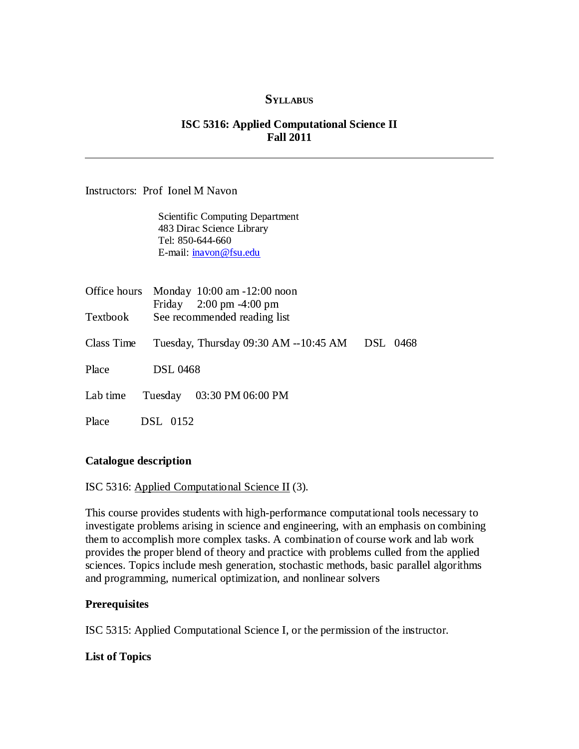**SYLLABUS**

**ISC 5316: Applied Computational Science II**
**Fall 2011**

---

Instructors: Prof Ionel M Navon

Scientific Computing Department
483 Dirac Science Library
Tel: 850-644-660
E-mail: inavon@fsu.edu

Office hours Monday 10:00 am -12:00 noon
Friday 2:00 pm -4:00 pm

Textbook See recommended reading list

Class Time Tuesday, Thursday 09:30 AM --10:45 AM DSL 0468

Place DSL 0468

Lab time Tuesday 03:30 PM 06:00 PM

Place DSL 0152

### Catalogue description

ISC 5316: Applied Computational Science II (3).

This course provides students with high-performance computational tools necessary to investigate problems arising in science and engineering, with an emphasis on combining them to accomplish more complex tasks. A combination of course work and lab work provides the proper blend of theory and practice with problems culled from the applied sciences. Topics include mesh generation, stochastic methods, basic parallel algorithms and programming, numerical optimization, and nonlinear solvers

### Prerequisites

ISC 5315: Applied Computational Science I, or the permission of the instructor.

### List of Topics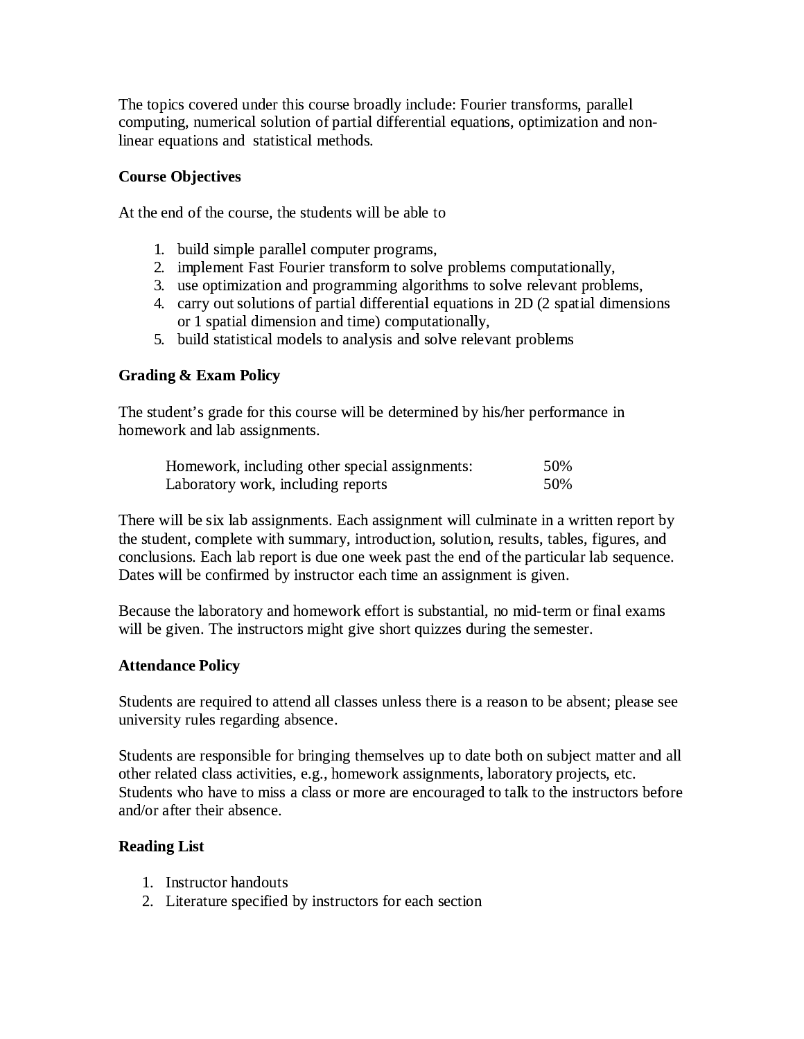The topics covered under this course broadly include: Fourier transforms, parallel computing, numerical solution of partial differential equations, optimization and non-linear equations and statistical methods.

**Course Objectives**

At the end of the course, the students will be able to

1. build simple parallel computer programs,
2. implement Fast Fourier transform to solve problems computationally,
3. use optimization and programming algorithms to solve relevant problems,
4. carry out solutions of partial differential equations in 2D (2 spatial dimensions or 1 spatial dimension and time) computationally,
5. build statistical models to analysis and solve relevant problems

**Grading & Exam Policy**

The student's grade for this course will be determined by his/her performance in homework and lab assignments.

| | |
|---|---|
| Homework, including other special assignments: | 50% |
| Laboratory work, including reports | 50% |

There will be six lab assignments. Each assignment will culminate in a written report by the student, complete with summary, introduction, solution, results, tables, figures, and conclusions. Each lab report is due one week past the end of the particular lab sequence. Dates will be confirmed by instructor each time an assignment is given.

Because the laboratory and homework effort is substantial, no mid-term or final exams will be given. The instructors might give short quizzes during the semester.

**Attendance Policy**

Students are required to attend all classes unless there is a reason to be absent; please see university rules regarding absence.

Students are responsible for bringing themselves up to date both on subject matter and all other related class activities, e.g., homework assignments, laboratory projects, etc. Students who have to miss a class or more are encouraged to talk to the instructors before and/or after their absence.

**Reading List**

1. Instructor handouts
2. Literature specified by instructors for each section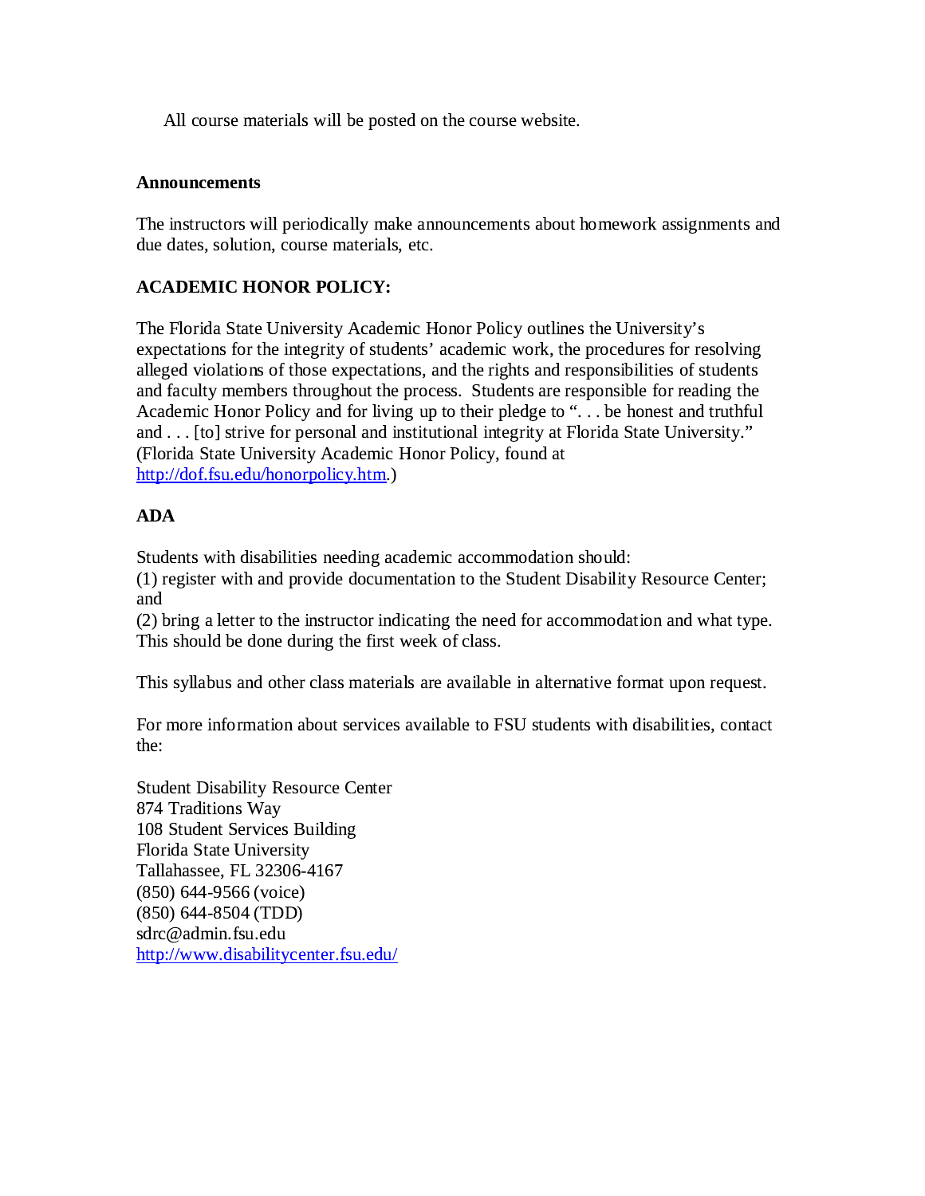All course materials will be posted on the course website.

**Announcements**

The instructors will periodically make announcements about homework assignments and due dates, solution, course materials, etc.

**ACADEMIC HONOR POLICY:**

The Florida State University Academic Honor Policy outlines the University's expectations for the integrity of students' academic work, the procedures for resolving alleged violations of those expectations, and the rights and responsibilities of students and faculty members throughout the process. Students are responsible for reading the Academic Honor Policy and for living up to their pledge to ". . . be honest and truthful and . . . [to] strive for personal and institutional integrity at Florida State University." (Florida State University Academic Honor Policy, found at [http://dof.fsu.edu/honorpolicy.htm](http://dof.fsu.edu/honorpolicy.htm).)

**ADA**

Students with disabilities needing academic accommodation should:
(1) register with and provide documentation to the Student Disability Resource Center; and
(2) bring a letter to the instructor indicating the need for accommodation and what type. This should be done during the first week of class.

This syllabus and other class materials are available in alternative format upon request.

For more information about services available to FSU students with disabilities, contact the:

Student Disability Resource Center
874 Traditions Way
108 Student Services Building
Florida State University
Tallahassee, FL 32306-4167
(850) 644-9566 (voice)
(850) 644-8504 (TDD)
sdrc@admin.fsu.edu
[http://www.disabilitycenter.fsu.edu/](http://www.disabilitycenter.fsu.edu/)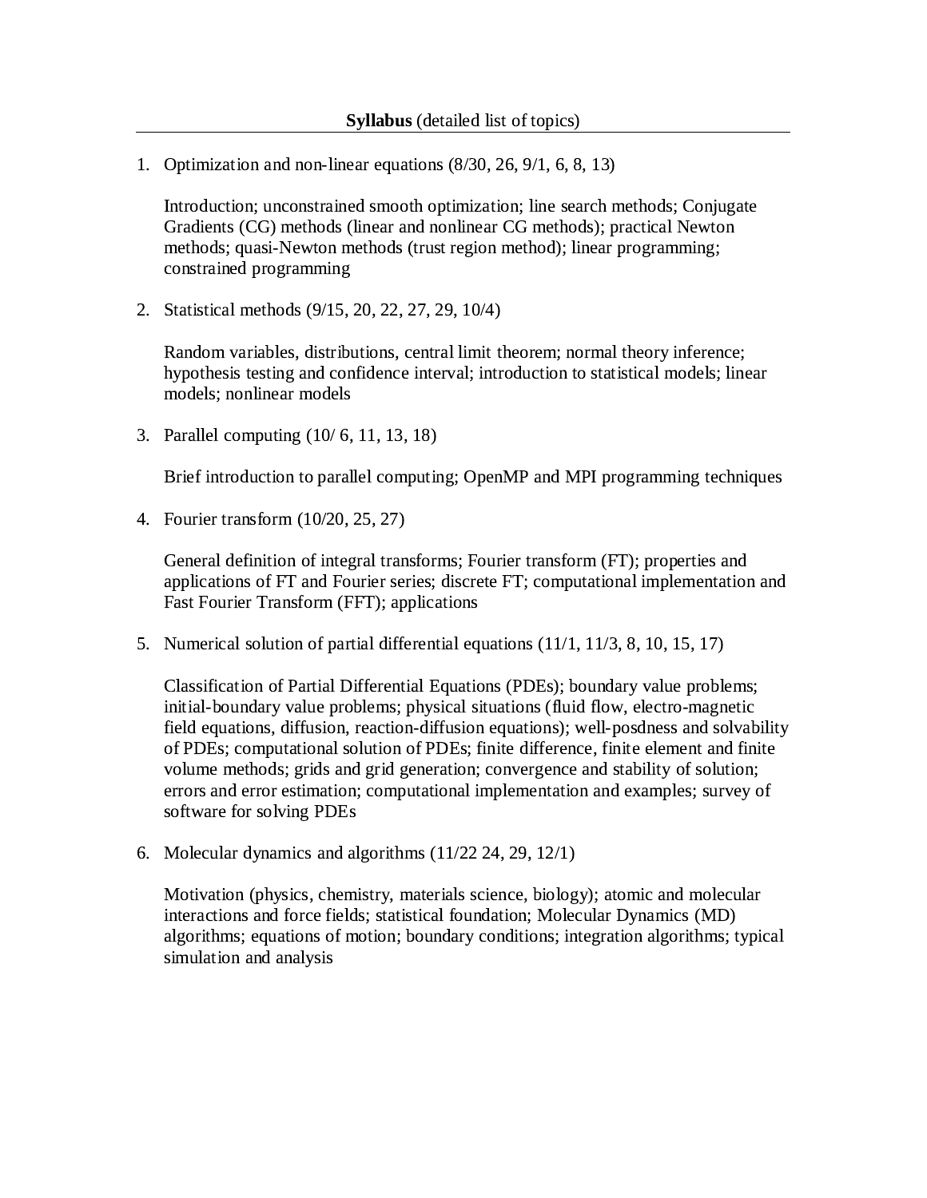**Syllabus** (detailed list of topics)

1. Optimization and non-linear equations (8/30, 26, 9/1, 6, 8, 13)

   Introduction; unconstrained smooth optimization; line search methods; Conjugate Gradients (CG) methods (linear and nonlinear CG methods); practical Newton methods; quasi-Newton methods (trust region method); linear programming; constrained programming

2. Statistical methods (9/15, 20, 22, 27, 29, 10/4)

   Random variables, distributions, central limit theorem; normal theory inference; hypothesis testing and confidence interval; introduction to statistical models; linear models; nonlinear models

3. Parallel computing (10/ 6, 11, 13, 18)

   Brief introduction to parallel computing; OpenMP and MPI programming techniques

4. Fourier transform (10/20, 25, 27)

   General definition of integral transforms; Fourier transform (FT); properties and applications of FT and Fourier series; discrete FT; computational implementation and Fast Fourier Transform (FFT); applications

5. Numerical solution of partial differential equations (11/1, 11/3, 8, 10, 15, 17)

   Classification of Partial Differential Equations (PDEs); boundary value problems; initial-boundary value problems; physical situations (fluid flow, electro-magnetic field equations, diffusion, reaction-diffusion equations); well-posdness and solvability of PDEs; computational solution of PDEs; finite difference, finite element and finite volume methods; grids and grid generation; convergence and stability of solution; errors and error estimation; computational implementation and examples; survey of software for solving PDEs

6. Molecular dynamics and algorithms (11/22 24, 29, 12/1)

   Motivation (physics, chemistry, materials science, biology); atomic and molecular interactions and force fields; statistical foundation; Molecular Dynamics (MD) algorithms; equations of motion; boundary conditions; integration algorithms; typical simulation and analysis